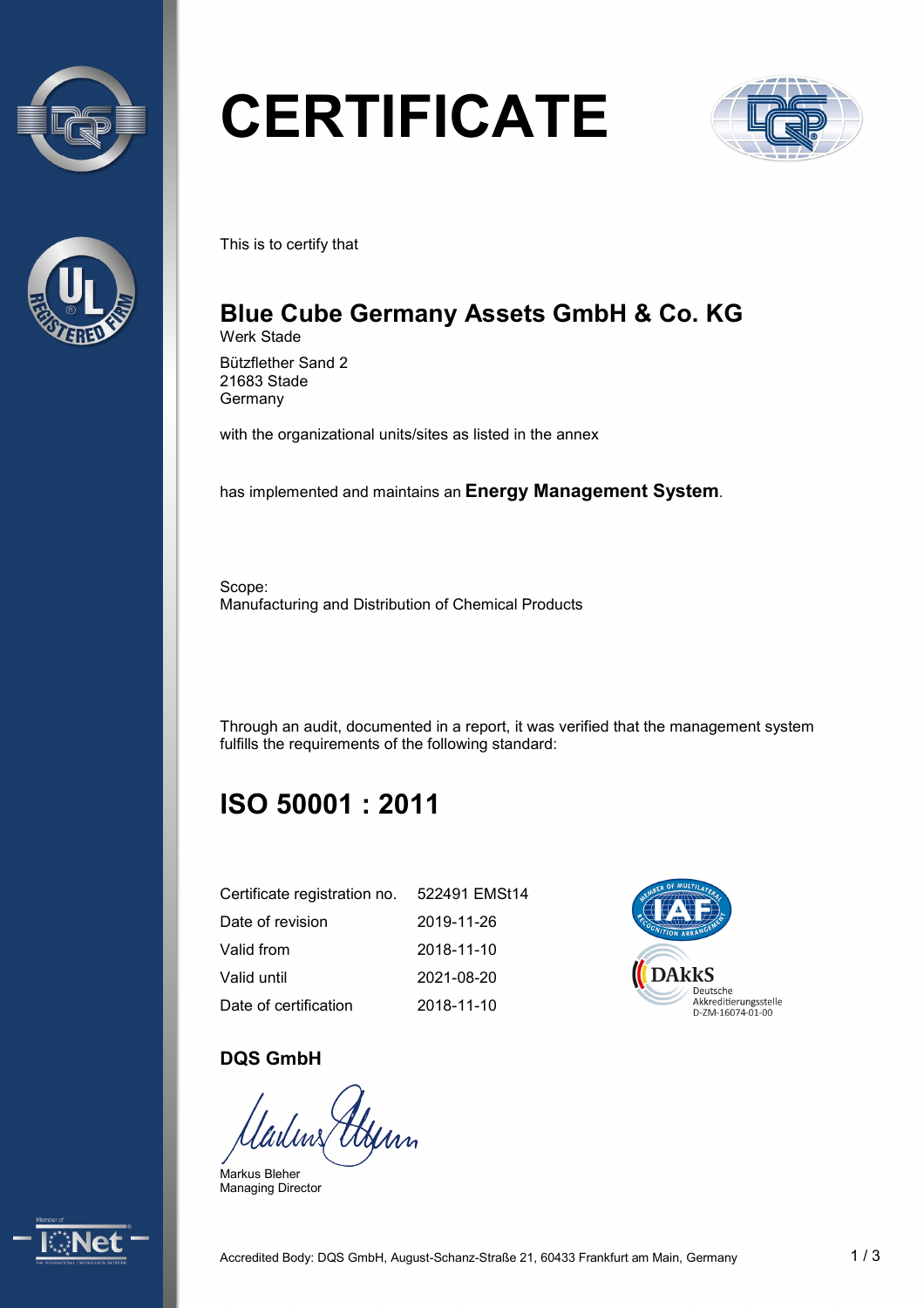# CERTIFICATE

This is to certify that

## Blue Cube Germany Assets GmbH & Co. KG

Werk Stade

Bützflether Sand 2
21683 Stade
Germany

with the organizational units/sites as listed in the annex

has implemented and maintains an **Energy Management System**.

Scope:
Manufacturing and Distribution of Chemical Products

Through an audit, documented in a report, it was verified that the management system fulfills the requirements of the following standard:

## ISO 50001 : 2011

| | |
|---|---|
| Certificate registration no. | 522491 EMSt14 |
| Date of revision | 2019-11-26 |
| Valid from | 2018-11-10 |
| Valid until | 2021-08-20 |
| Date of certification | 2018-11-10 |

DAkkS Deutsche Akkreditierungsstelle D-ZM-16074-01-00

**DQS GmbH**

Markus Bleher
Managing Director

Accredited Body: DQS GmbH, August-Schanz-Straße 21, 60433 Frankfurt am Main, Germany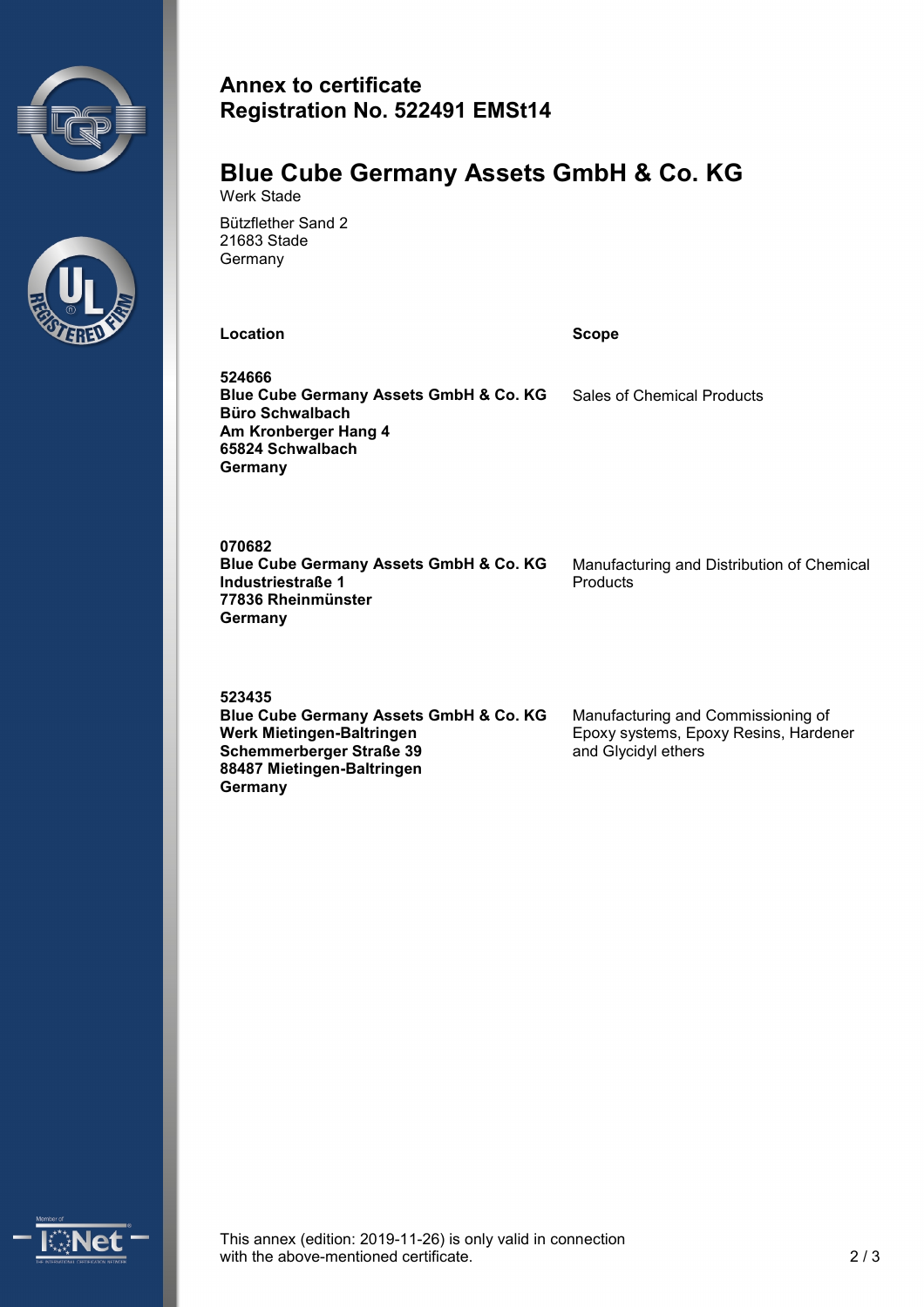**Annex to certificate**
**Registration No. 522491 EMSt14**

## Blue Cube Germany Assets GmbH & Co. KG

Werk Stade

Bützflether Sand 2
21683 Stade
Germany

| Location | Scope |
|---|---|
| **524666**<br>**Blue Cube Germany Assets GmbH & Co. KG**<br>**Büro Schwalbach**<br>**Am Kronberger Hang 4**<br>**65824 Schwalbach**<br>**Germany** | Sales of Chemical Products |
| **070682**<br>**Blue Cube Germany Assets GmbH & Co. KG**<br>**Industriestraße 1**<br>**77836 Rheinmünster**<br>**Germany** | Manufacturing and Distribution of Chemical Products |
| **523435**<br>**Blue Cube Germany Assets GmbH & Co. KG**<br>**Werk Mietingen-Baltringen**<br>**Schemmerberger Straße 39**<br>**88487 Mietingen-Baltringen**<br>**Germany** | Manufacturing and Commissioning of Epoxy systems, Epoxy Resins, Hardener and Glycidyl ethers |

This annex (edition: 2019-11-26) is only valid in connection with the above-mentioned certificate.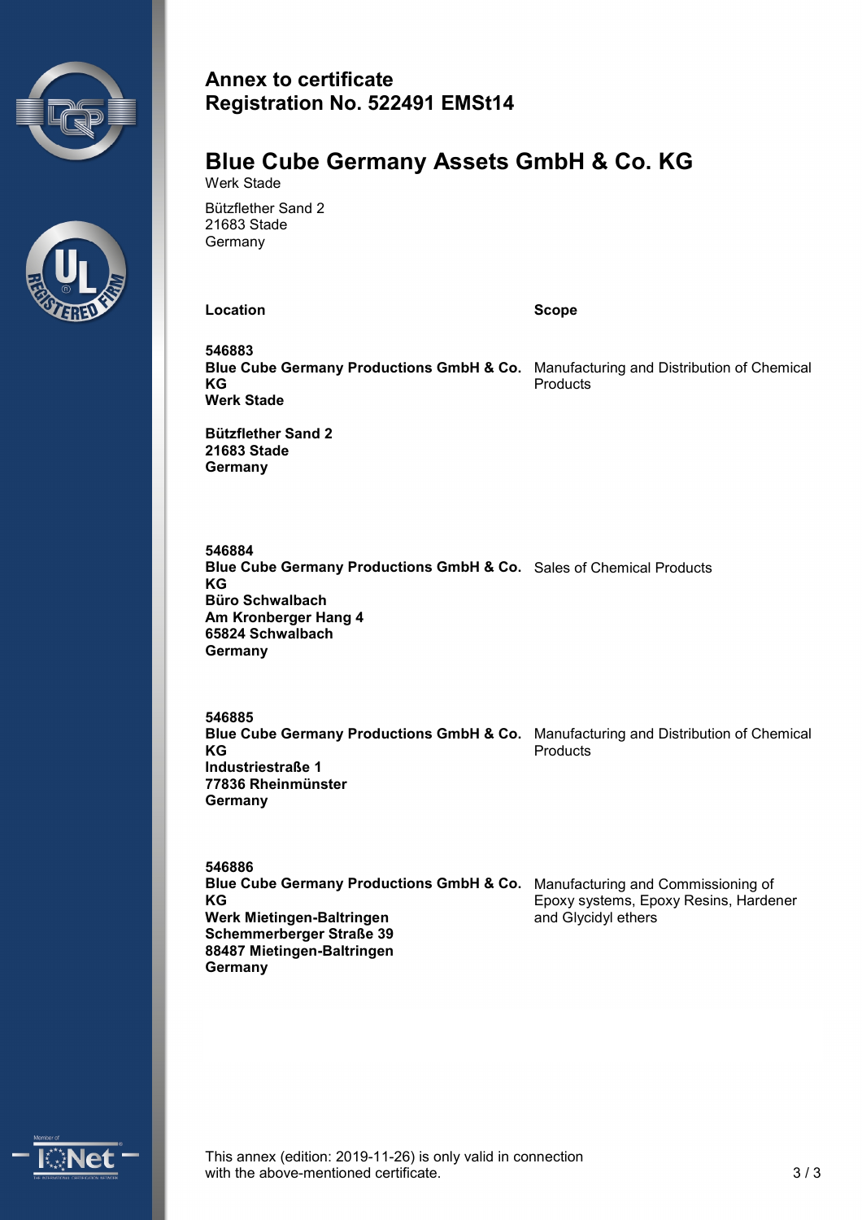# Annex to certificate
# Registration No. 522491 EMSt14

## Blue Cube Germany Assets GmbH & Co. KG

Werk Stade

Bützflether Sand 2
21683 Stade
Germany

| Location | Scope |
|---|---|
| **546883**<br>**Blue Cube Germany Productions GmbH & Co. KG**<br>**Werk Stade**<br><br>**Bützflether Sand 2**<br>**21683 Stade**<br>**Germany** | Manufacturing and Distribution of Chemical Products |
| **546884**<br>**Blue Cube Germany Productions GmbH & Co. KG**<br>**Büro Schwalbach**<br>**Am Kronberger Hang 4**<br>**65824 Schwalbach**<br>**Germany** | Sales of Chemical Products |
| **546885**<br>**Blue Cube Germany Productions GmbH & Co. KG**<br>**Industriestraße 1**<br>**77836 Rheinmünster**<br>**Germany** | Manufacturing and Distribution of Chemical Products |
| **546886**<br>**Blue Cube Germany Productions GmbH & Co. KG**<br>**Werk Mietingen-Baltringen**<br>**Schemmerberger Straße 39**<br>**88487 Mietingen-Baltringen**<br>**Germany** | Manufacturing and Commissioning of Epoxy systems, Epoxy Resins, Hardener and Glycidyl ethers |

This annex (edition: 2019-11-26) is only valid in connection with the above-mentioned certificate.